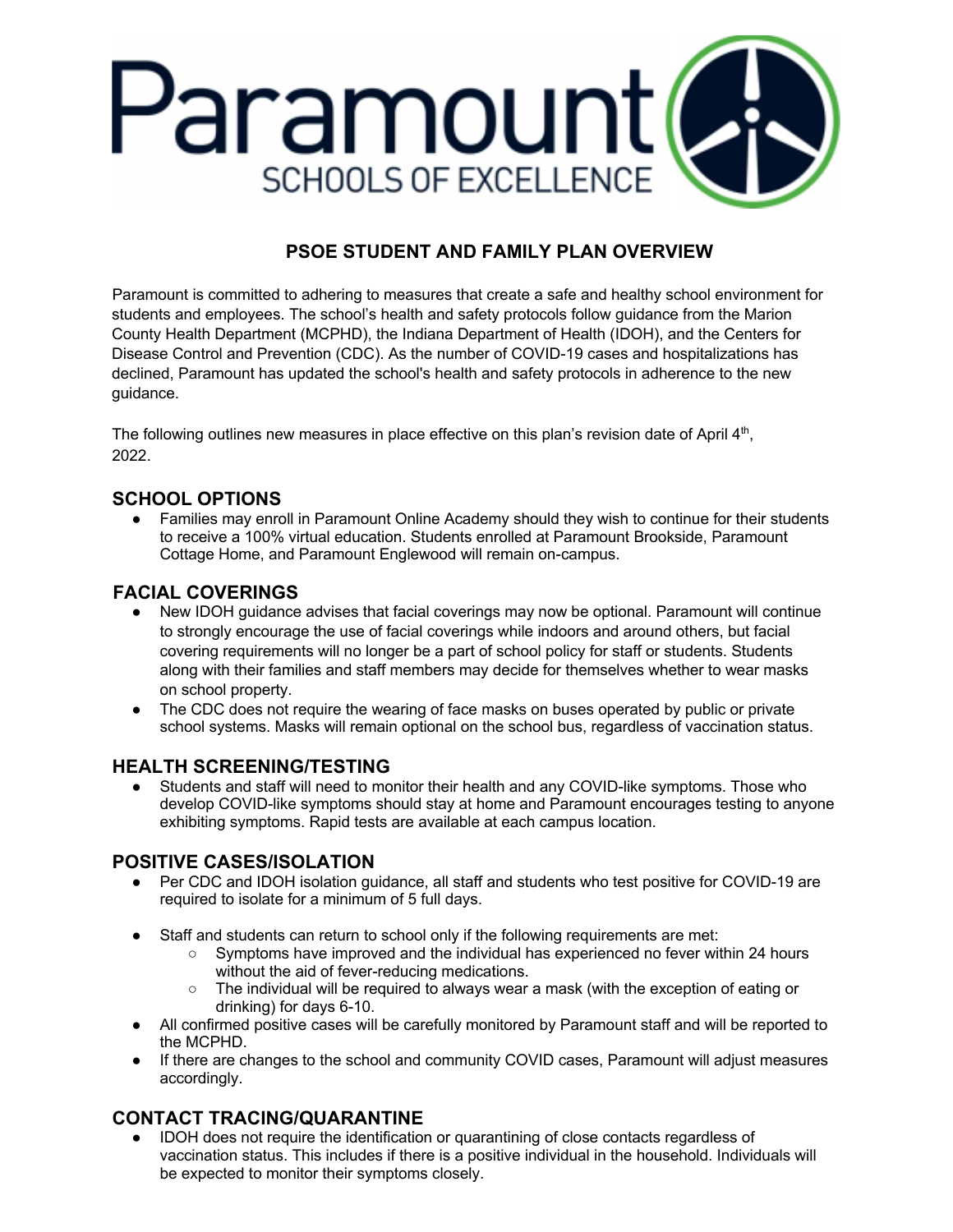Paramount

SCHOOLS OF EXCELLENCE

# PSOE STUDENT AND FAMILY PLAN OVERVIEW

Paramount is committed to adhering to measures that create a safe and healthy school environment for students and employees. The school's health and safety protocols follow guidance from the Marion County Health Department (MCPHD), the Indiana Department of Health (IDOH), and the Centers for Disease Control and Prevention (CDC). As the number of COVID-19 cases and hospitalizations has declined, Paramount has updated the school's health and safety protocols in adherence to the new guidance.

The following outlines new measures in place effective on this plan's revision date of April 4th, 2022.

## SCHOOL OPTIONS

- Families may enroll in Paramount Online Academy should they wish to continue for their students to receive a 100% virtual education. Students enrolled at Paramount Brookside, Paramount Cottage Home, and Paramount Englewood will remain on-campus.

## FACIAL COVERINGS

- New IDOH guidance advises that facial coverings may now be optional. Paramount will continue to strongly encourage the use of facial coverings while indoors and around others, but facial covering requirements will no longer be a part of school policy for staff or students. Students along with their families and staff members may decide for themselves whether to wear masks on school property.
- The CDC does not require the wearing of face masks on buses operated by public or private school systems. Masks will remain optional on the school bus, regardless of vaccination status.

## HEALTH SCREENING/TESTING

- Students and staff will need to monitor their health and any COVID-like symptoms. Those who develop COVID-like symptoms should stay at home and Paramount encourages testing to anyone exhibiting symptoms. Rapid tests are available at each campus location.

## POSITIVE CASES/ISOLATION

- Per CDC and IDOH isolation guidance, all staff and students who test positive for COVID-19 are required to isolate for a minimum of 5 full days.
- Staff and students can return to school only if the following requirements are met:
  - Symptoms have improved and the individual has experienced no fever within 24 hours without the aid of fever-reducing medications.
  - The individual will be required to always wear a mask (with the exception of eating or drinking) for days 6-10.
- All confirmed positive cases will be carefully monitored by Paramount staff and will be reported to the MCPHD.
- If there are changes to the school and community COVID cases, Paramount will adjust measures accordingly.

## CONTACT TRACING/QUARANTINE

- IDOH does not require the identification or quarantining of close contacts regardless of vaccination status. This includes if there is a positive individual in the household. Individuals will be expected to monitor their symptoms closely.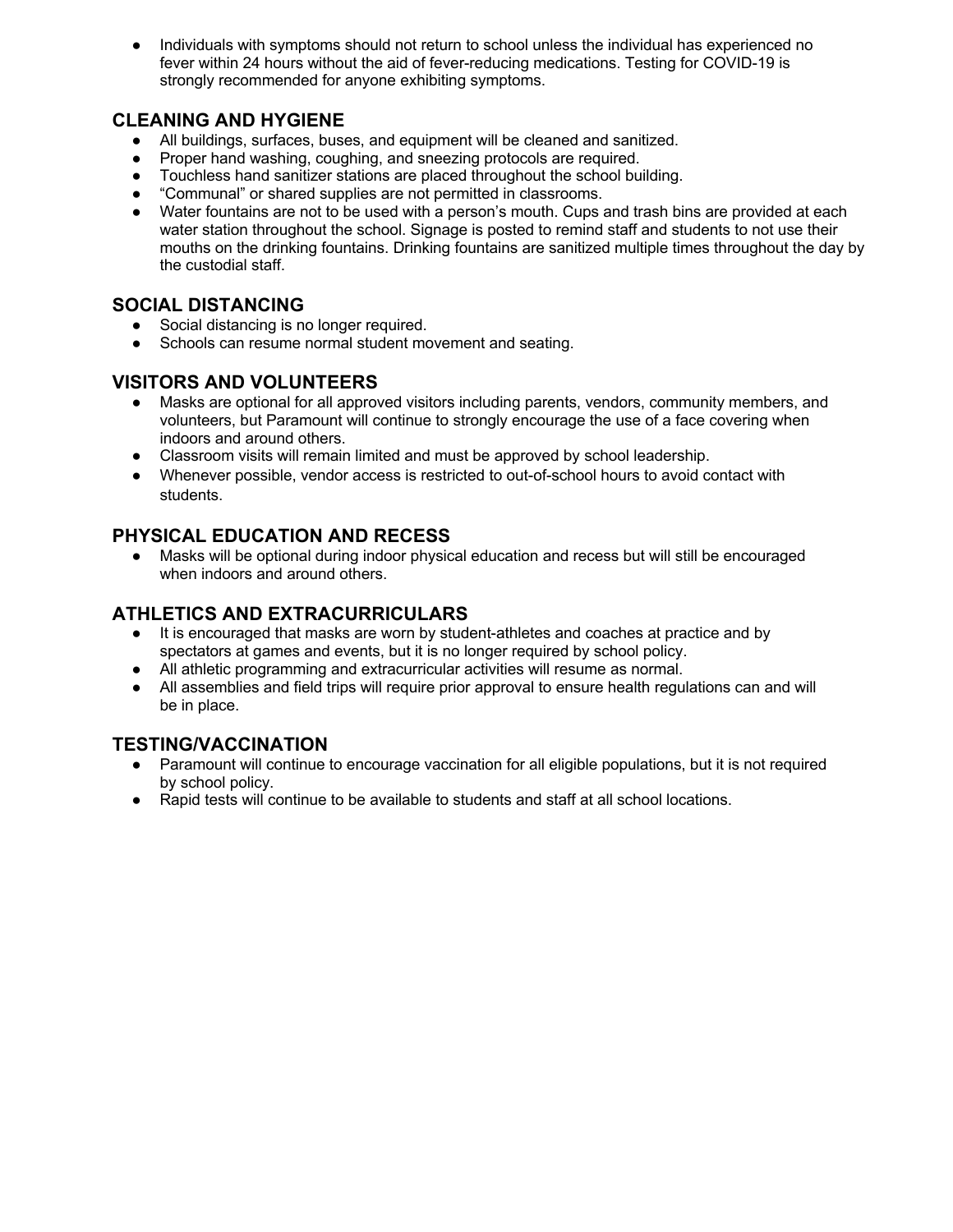- Individuals with symptoms should not return to school unless the individual has experienced no fever within 24 hours without the aid of fever-reducing medications. Testing for COVID-19 is strongly recommended for anyone exhibiting symptoms.

## CLEANING AND HYGIENE

- All buildings, surfaces, buses, and equipment will be cleaned and sanitized.
- Proper hand washing, coughing, and sneezing protocols are required.
- Touchless hand sanitizer stations are placed throughout the school building.
- "Communal" or shared supplies are not permitted in classrooms.
- Water fountains are not to be used with a person's mouth. Cups and trash bins are provided at each water station throughout the school. Signage is posted to remind staff and students to not use their mouths on the drinking fountains. Drinking fountains are sanitized multiple times throughout the day by the custodial staff.

## SOCIAL DISTANCING

- Social distancing is no longer required.
- Schools can resume normal student movement and seating.

## VISITORS AND VOLUNTEERS

- Masks are optional for all approved visitors including parents, vendors, community members, and volunteers, but Paramount will continue to strongly encourage the use of a face covering when indoors and around others.
- Classroom visits will remain limited and must be approved by school leadership.
- Whenever possible, vendor access is restricted to out-of-school hours to avoid contact with students.

## PHYSICAL EDUCATION AND RECESS

- Masks will be optional during indoor physical education and recess but will still be encouraged when indoors and around others.

## ATHLETICS AND EXTRACURRICULARS

- It is encouraged that masks are worn by student-athletes and coaches at practice and by spectators at games and events, but it is no longer required by school policy.
- All athletic programming and extracurricular activities will resume as normal.
- All assemblies and field trips will require prior approval to ensure health regulations can and will be in place.

## TESTING/VACCINATION

- Paramount will continue to encourage vaccination for all eligible populations, but it is not required by school policy.
- Rapid tests will continue to be available to students and staff at all school locations.